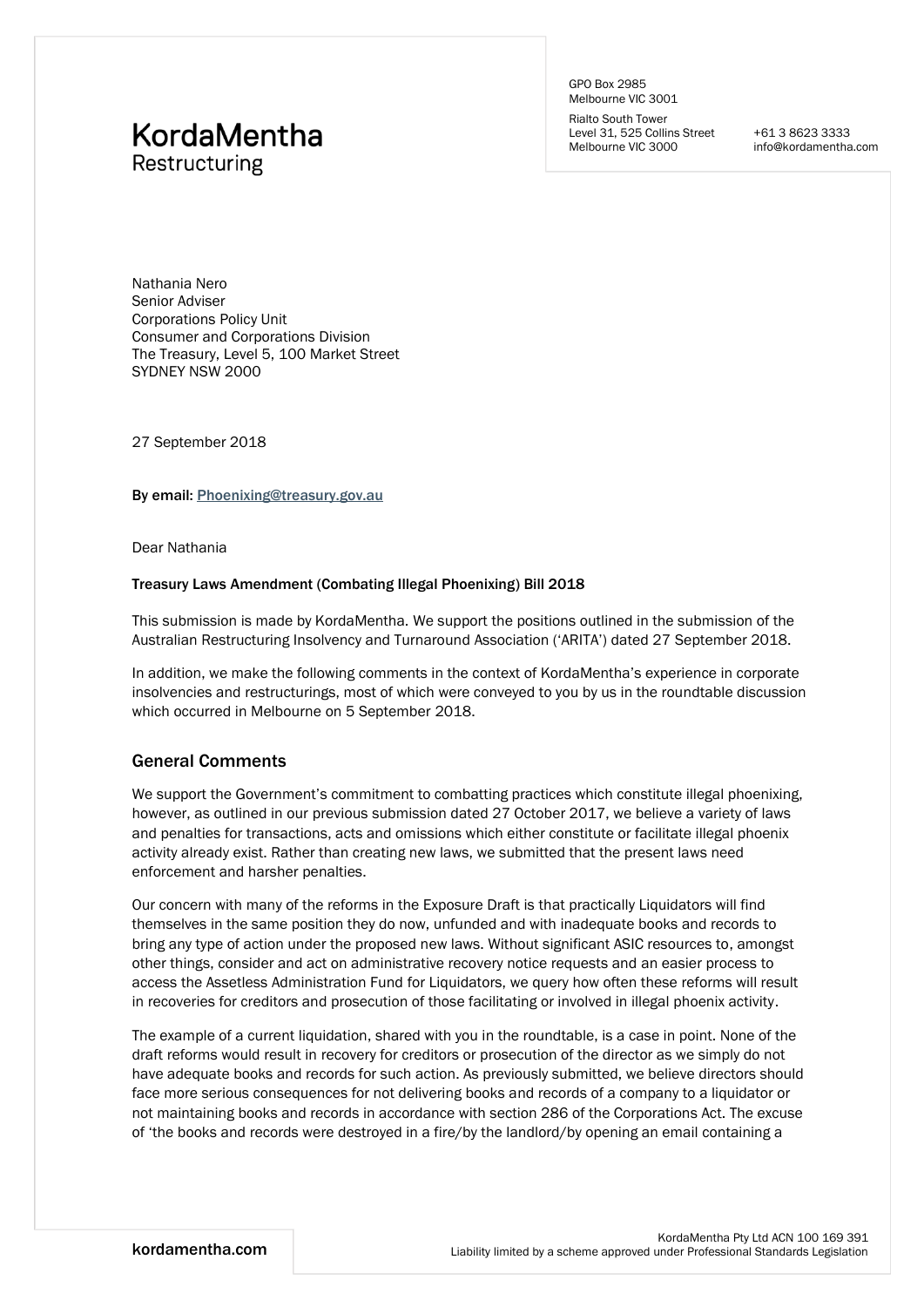KordaMentha
Restructuring

GPO Box 2985
Melbourne VIC 3001

Rialto South Tower
Level 31, 525 Collins Street
Melbourne VIC 3000

+61 3 8623 3333
info@kordamentha.com

Nathania Nero
Senior Adviser
Corporations Policy Unit
Consumer and Corporations Division
The Treasury, Level 5, 100 Market Street
SYDNEY NSW 2000

27 September 2018

**By email: Phoenixing@treasury.gov.au**

Dear Nathania

**Treasury Laws Amendment (Combating Illegal Phoenixing) Bill 2018**

This submission is made by KordaMentha. We support the positions outlined in the submission of the Australian Restructuring Insolvency and Turnaround Association ('ARITA') dated 27 September 2018.

In addition, we make the following comments in the context of KordaMentha's experience in corporate insolvencies and restructurings, most of which were conveyed to you by us in the roundtable discussion which occurred in Melbourne on 5 September 2018.

## General Comments

We support the Government's commitment to combatting practices which constitute illegal phoenixing, however, as outlined in our previous submission dated 27 October 2017, we believe a variety of laws and penalties for transactions, acts and omissions which either constitute or facilitate illegal phoenix activity already exist. Rather than creating new laws, we submitted that the present laws need enforcement and harsher penalties.

Our concern with many of the reforms in the Exposure Draft is that practically Liquidators will find themselves in the same position they do now, unfunded and with inadequate books and records to bring any type of action under the proposed new laws. Without significant ASIC resources to, amongst other things, consider and act on administrative recovery notice requests and an easier process to access the Assetless Administration Fund for Liquidators, we query how often these reforms will result in recoveries for creditors and prosecution of those facilitating or involved in illegal phoenix activity.

The example of a current liquidation, shared with you in the roundtable, is a case in point. None of the draft reforms would result in recovery for creditors or prosecution of the director as we simply do not have adequate books and records for such action. As previously submitted, we believe directors should face more serious consequences for not delivering books and records of a company to a liquidator or not maintaining books and records in accordance with section 286 of the Corporations Act. The excuse of 'the books and records were destroyed in a fire/by the landlord/by opening an email containing a

kordamentha.com

KordaMentha Pty Ltd ACN 100 169 391
Liability limited by a scheme approved under Professional Standards Legislation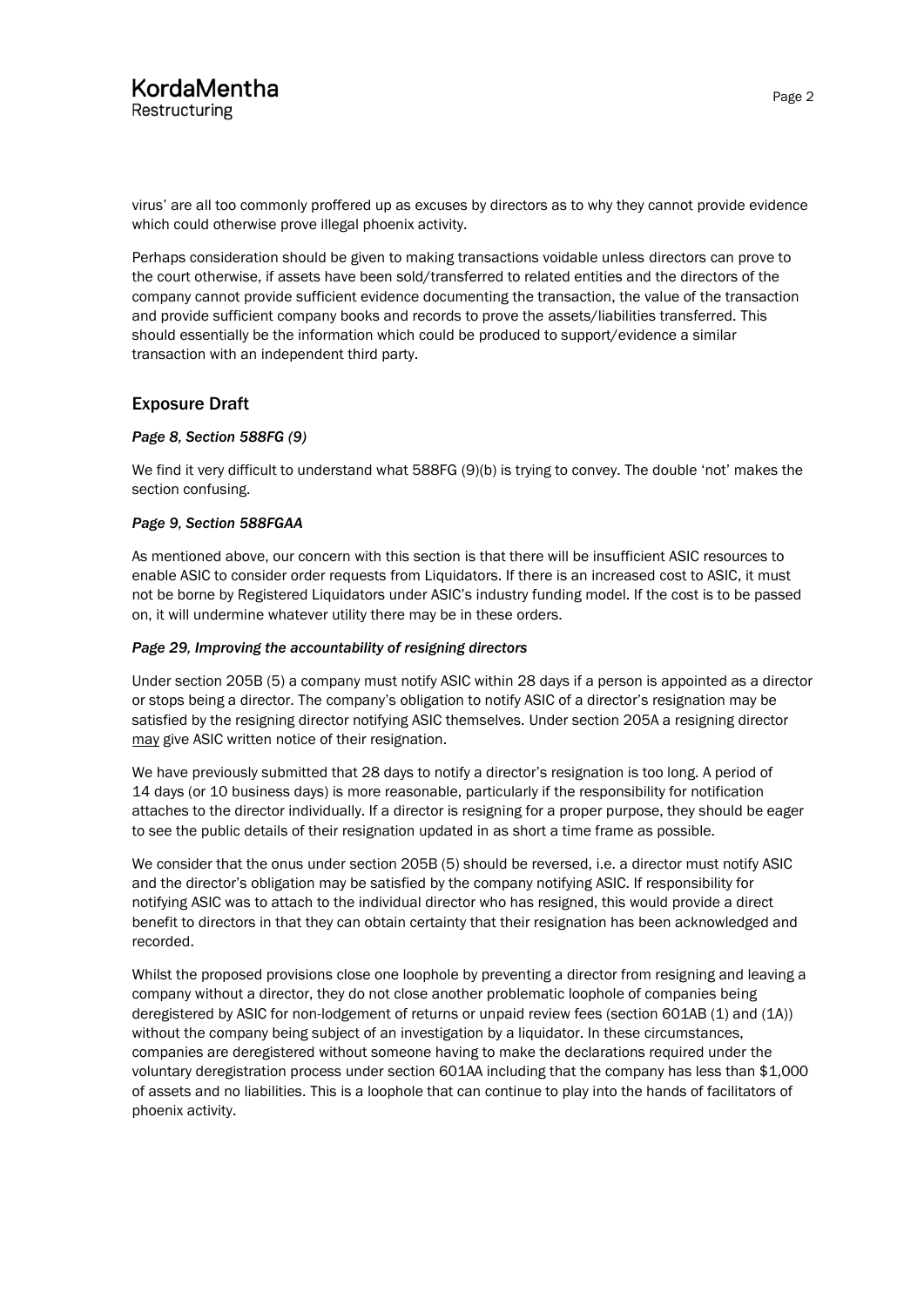virus' are all too commonly proffered up as excuses by directors as to why they cannot provide evidence which could otherwise prove illegal phoenix activity.

Perhaps consideration should be given to making transactions voidable unless directors can prove to the court otherwise, if assets have been sold/transferred to related entities and the directors of the company cannot provide sufficient evidence documenting the transaction, the value of the transaction and provide sufficient company books and records to prove the assets/liabilities transferred. This should essentially be the information which could be produced to support/evidence a similar transaction with an independent third party.

## Exposure Draft

### *Page 8, Section 588FG (9)*

We find it very difficult to understand what 588FG (9)(b) is trying to convey. The double 'not' makes the section confusing.

### *Page 9, Section 588FGAA*

As mentioned above, our concern with this section is that there will be insufficient ASIC resources to enable ASIC to consider order requests from Liquidators. If there is an increased cost to ASIC, it must not be borne by Registered Liquidators under ASIC's industry funding model. If the cost is to be passed on, it will undermine whatever utility there may be in these orders.

### *Page 29, Improving the accountability of resigning directors*

Under section 205B (5) a company must notify ASIC within 28 days if a person is appointed as a director or stops being a director. The company's obligation to notify ASIC of a director's resignation may be satisfied by the resigning director notifying ASIC themselves. Under section 205A a resigning director may give ASIC written notice of their resignation.

We have previously submitted that 28 days to notify a director's resignation is too long. A period of 14 days (or 10 business days) is more reasonable, particularly if the responsibility for notification attaches to the director individually. If a director is resigning for a proper purpose, they should be eager to see the public details of their resignation updated in as short a time frame as possible.

We consider that the onus under section 205B (5) should be reversed, i.e. a director must notify ASIC and the director's obligation may be satisfied by the company notifying ASIC. If responsibility for notifying ASIC was to attach to the individual director who has resigned, this would provide a direct benefit to directors in that they can obtain certainty that their resignation has been acknowledged and recorded.

Whilst the proposed provisions close one loophole by preventing a director from resigning and leaving a company without a director, they do not close another problematic loophole of companies being deregistered by ASIC for non-lodgement of returns or unpaid review fees (section 601AB (1) and (1A)) without the company being subject of an investigation by a liquidator. In these circumstances, companies are deregistered without someone having to make the declarations required under the voluntary deregistration process under section 601AA including that the company has less than $1,000 of assets and no liabilities. This is a loophole that can continue to play into the hands of facilitators of phoenix activity.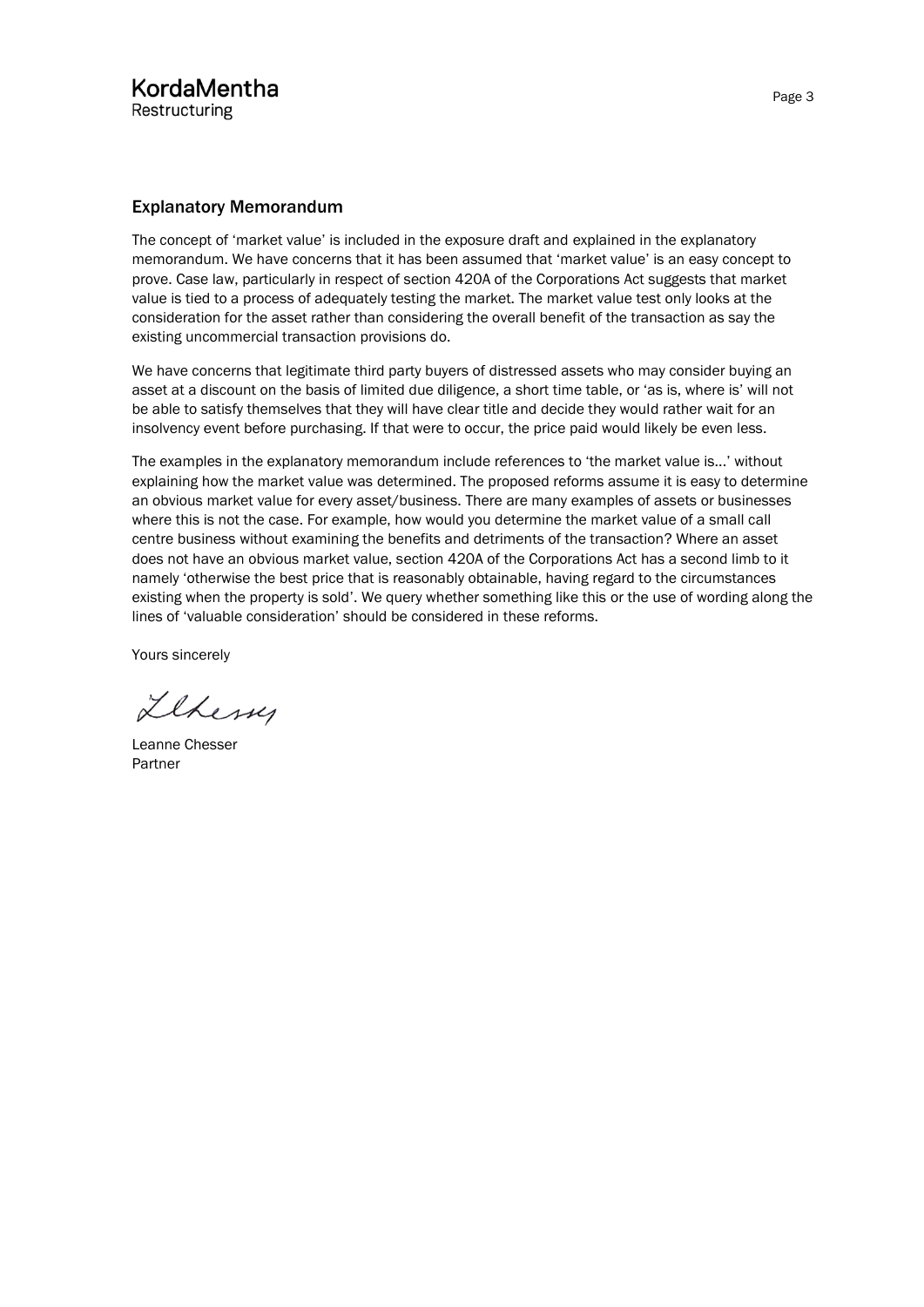## Explanatory Memorandum

The concept of 'market value' is included in the exposure draft and explained in the explanatory memorandum. We have concerns that it has been assumed that 'market value' is an easy concept to prove. Case law, particularly in respect of section 420A of the Corporations Act suggests that market value is tied to a process of adequately testing the market. The market value test only looks at the consideration for the asset rather than considering the overall benefit of the transaction as say the existing uncommercial transaction provisions do.

We have concerns that legitimate third party buyers of distressed assets who may consider buying an asset at a discount on the basis of limited due diligence, a short time table, or 'as is, where is' will not be able to satisfy themselves that they will have clear title and decide they would rather wait for an insolvency event before purchasing. If that were to occur, the price paid would likely be even less.

The examples in the explanatory memorandum include references to 'the market value is…' without explaining how the market value was determined. The proposed reforms assume it is easy to determine an obvious market value for every asset/business. There are many examples of assets or businesses where this is not the case. For example, how would you determine the market value of a small call centre business without examining the benefits and detriments of the transaction? Where an asset does not have an obvious market value, section 420A of the Corporations Act has a second limb to it namely 'otherwise the best price that is reasonably obtainable, having regard to the circumstances existing when the property is sold'. We query whether something like this or the use of wording along the lines of 'valuable consideration' should be considered in these reforms.

Yours sincerely

Leanne Chesser
Partner